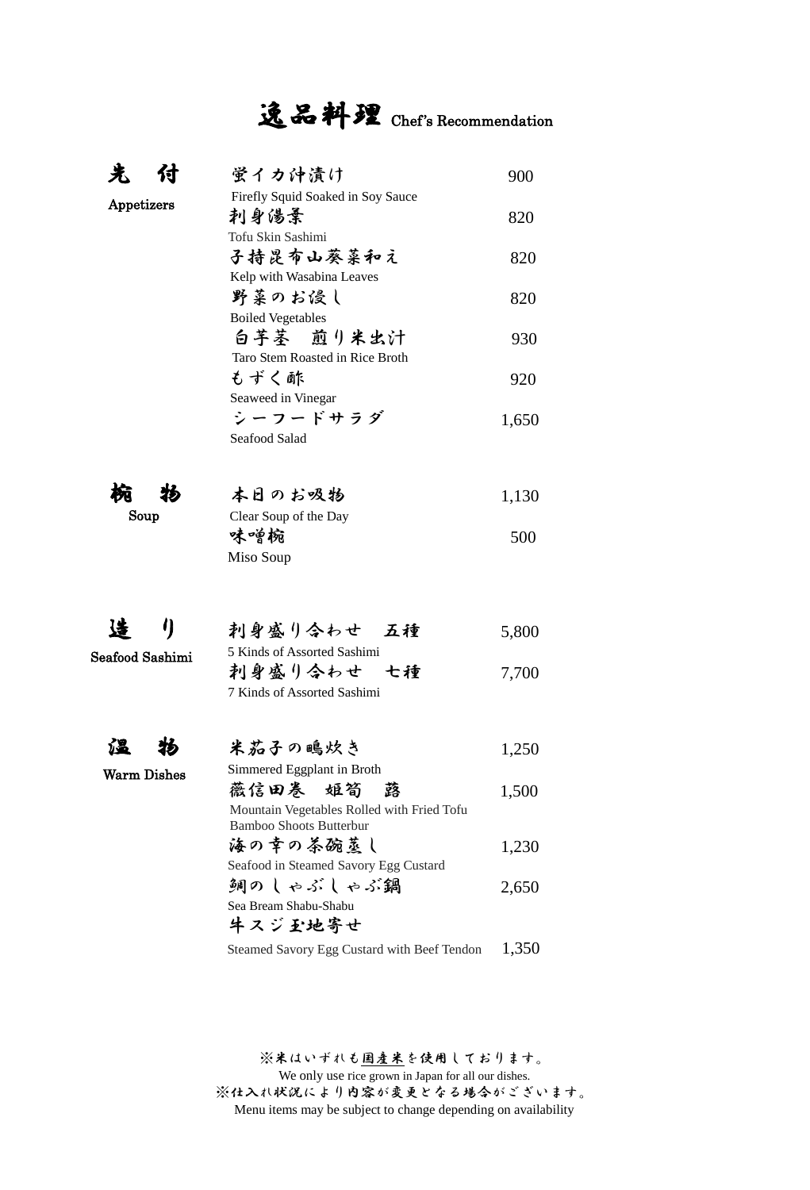# 逸品料理 Chef's Recommendation

## 先付 Appetizers

| | |
|---|---|
| 蛍イカ沖漬け<br>Firefly Squid Soaked in Soy Sauce | 900 |
| 刺身湯葉<br>Tofu Skin Sashimi | 820 |
| 子持昆布山葵菜和え<br>Kelp with Wasabina Leaves | 820 |
| 野菜のお浸し<br>Boiled Vegetables | 820 |
| 白芋茎　煎り米出汁<br>Taro Stem Roasted in Rice Broth | 930 |
| もずく酢<br>Seaweed in Vinegar | 920 |
| シーフードサラダ<br>Seafood Salad | 1,650 |

## 椀物 Soup

| | |
|---|---|
| 本日のお吸物<br>Clear Soup of the Day | 1,130 |
| 味噌椀<br>Miso Soup | 500 |

## 造り Seafood Sashimi

| | |
|---|---|
| 刺身盛り合わせ　五種<br>5 Kinds of Assorted Sashimi | 5,800 |
| 刺身盛り合わせ　七種<br>7 Kinds of Assorted Sashimi | 7,700 |

## 温物 Warm Dishes

| | |
|---|---|
| 米茄子の鴫炊き<br>Simmered Eggplant in Broth | 1,250 |
| 薇信田巻　姫筍　蕗<br>Mountain Vegetables Rolled with Fried Tofu Bamboo Shoots Butterbur | 1,500 |
| 海の幸の茶碗蒸し<br>Seafood in Steamed Savory Egg Custard | 1,230 |
| 鯛のしゃぶしゃぶ鍋<br>Sea Bream Shabu-Shabu | 2,650 |
| 牛スジ玉地寄せ<br>Steamed Savory Egg Custard with Beef Tendon | 1,350 |

※米はいずれも国産米を使用しております。
We only use rice grown in Japan for all our dishes.
※仕入れ状況により内容が変更となる場合がございます。
Menu items may be subject to change depending on availability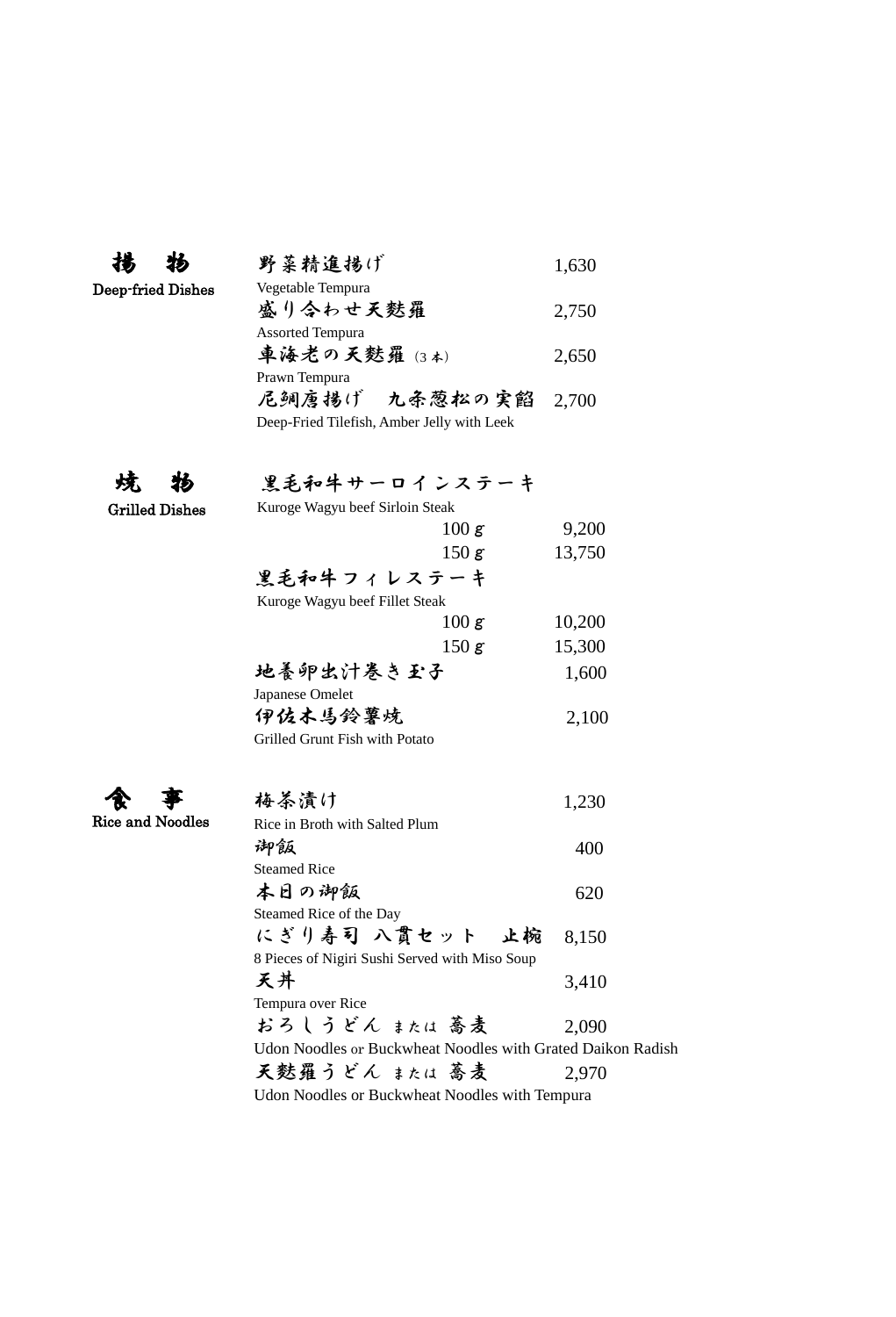## 揚　物
**Deep-fried Dishes**

| | |
|---|---|
| 野菜精進揚げ<br>Vegetable Tempura | 1,630 |
| 盛り合わせ天麩羅<br>Assorted Tempura | 2,750 |
| 車海老の天麩羅（3本）<br>Prawn Tempura | 2,650 |
| 尼鯛唐揚げ　九条葱松の実餡<br>Deep-Fried Tilefish, Amber Jelly with Leek | 2,700 |

## 焼　物
**Grilled Dishes**

| | | |
|---|---|---|
| 黒毛和牛サーロインステーキ<br>Kuroge Wagyu beef Sirloin Steak | | |
| | 100ｇ | 9,200 |
| | 150ｇ | 13,750 |
| 黒毛和牛フィレステーキ<br>Kuroge Wagyu beef Fillet Steak | | |
| | 100ｇ | 10,200 |
| | 150ｇ | 15,300 |
| 地養卵出汁巻き玉子<br>Japanese Omelet | | 1,600 |
| 伊佐木馬鈴薯焼<br>Grilled Grunt Fish with Potato | | 2,100 |

## 食　事
**Rice and Noodles**

| | |
|---|---|
| 梅茶漬け<br>Rice in Broth with Salted Plum | 1,230 |
| 御飯<br>Steamed Rice | 400 |
| 本日の御飯<br>Steamed Rice of the Day | 620 |
| にぎり寿司 八貫セット　止椀<br>8 Pieces of Nigiri Sushi Served with Miso Soup | 8,150 |
| 天丼<br>Tempura over Rice | 3,410 |
| おろしうどん または 蕎麦<br>Udon Noodles or Buckwheat Noodles with Grated Daikon Radish | 2,090 |
| 天麩羅うどん または 蕎麦<br>Udon Noodles or Buckwheat Noodles with Tempura | 2,970 |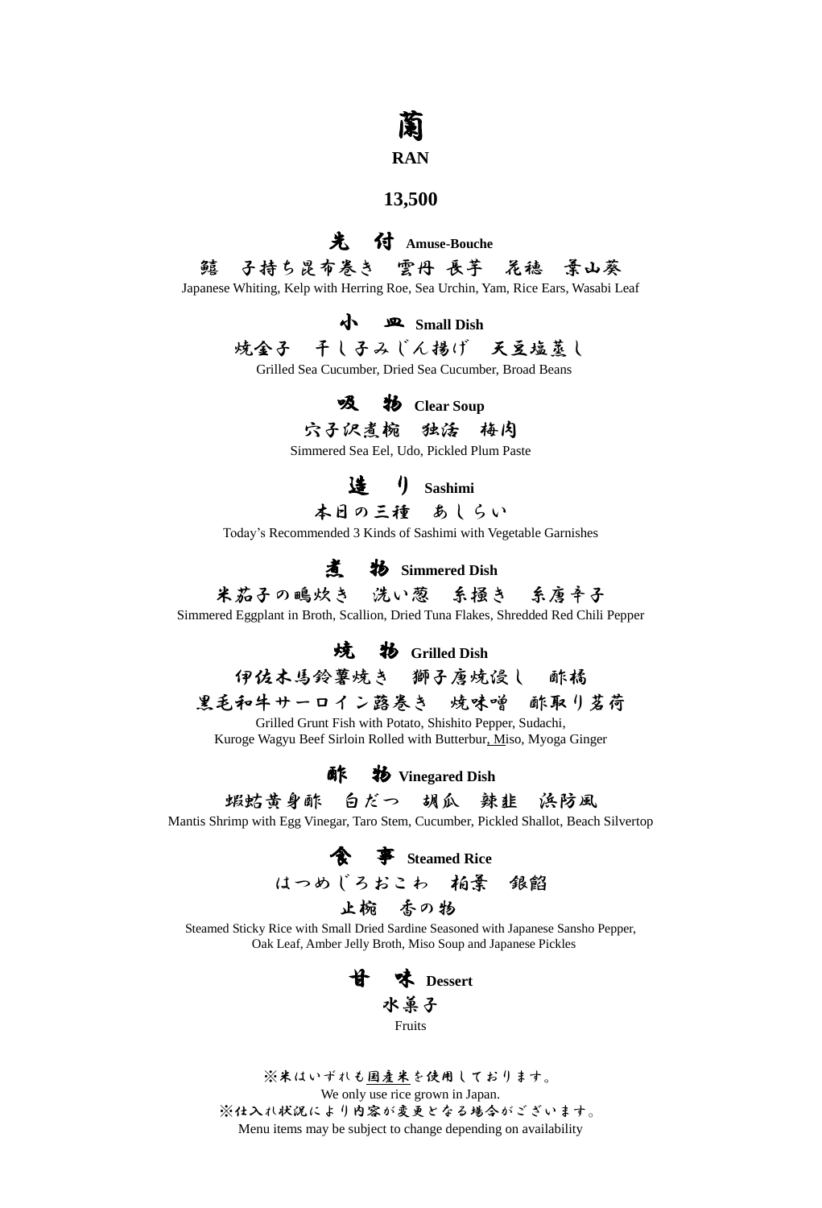# 蘭

**RAN**

**13,500**

## 先　付 Amuse-Bouche

鱚　子持ち昆布巻き　雲丹 長芋　花穂　葉山葵

Japanese Whiting, Kelp with Herring Roe, Sea Urchin, Yam, Rice Ears, Wasabi Leaf

## 小　皿 Small Dish

焼金子　干し子みじん揚げ　天豆塩蒸し

Grilled Sea Cucumber, Dried Sea Cucumber, Broad Beans

## 吸　物 Clear Soup

穴子沢煮椀　独活　梅肉

Simmered Sea Eel, Udo, Pickled Plum Paste

## 造　り Sashimi

本日の三種　あしらい

Today's Recommended 3 Kinds of Sashimi with Vegetable Garnishes

## 煮　物 Simmered Dish

米茄子の鴫炊き　洗い葱　糸掻き　糸唐辛子

Simmered Eggplant in Broth, Scallion, Dried Tuna Flakes, Shredded Red Chili Pepper

## 焼　物 Grilled Dish

伊佐木馬鈴薯焼き　獅子唐焼浸し　酢橘

黒毛和牛サーロイン蕗巻き　焼味噌　酢取り茗荷

Grilled Grunt Fish with Potato, Shishito Pepper, Sudachi,
Kuroge Wagyu Beef Sirloin Rolled with Butterbur, Miso, Myoga Ginger

## 酢　物 Vinegared Dish

蝦蛄黄身酢　白だつ　胡瓜　辣韮　浜防風

Mantis Shrimp with Egg Vinegar, Taro Stem, Cucumber, Pickled Shallot, Beach Silvertop

## 食　事 Steamed Rice

はつめじろおこわ　柏葉　銀餡

止椀　香の物

Steamed Sticky Rice with Small Dried Sardine Seasoned with Japanese Sansho Pepper,
Oak Leaf, Amber Jelly Broth, Miso Soup and Japanese Pickles

## 甘　味 Dessert

水菓子

Fruits

※米はいずれも国産米を使用しております。
We only use rice grown in Japan.
※仕入れ状況により内容が変更となる場合がございます。
Menu items may be subject to change depending on availability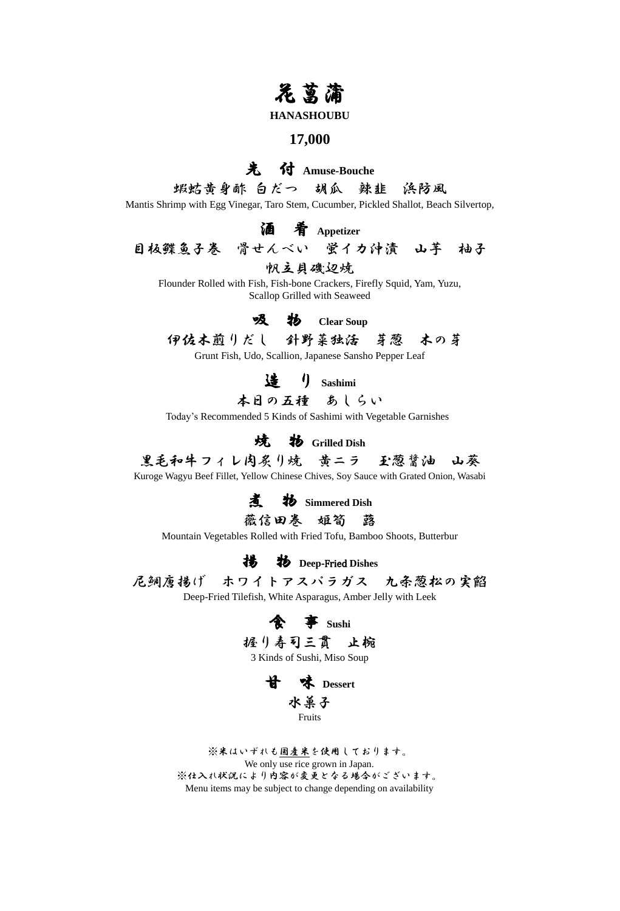# 花菖蒲

**HANASHOUBU**

**17,000**

## 先　付 **Amuse-Bouche**

蝦蛄黄身酢 白だつ　胡瓜　辣韮　浜防風

Mantis Shrimp with Egg Vinegar, Taro Stem, Cucumber, Pickled Shallot, Beach Silvertop,

## 酒　肴 **Appetizer**

目板鰈魚子巻　骨せんべい　蛍イカ沖漬　山芋　柚子

帆立貝磯辺焼

Flounder Rolled with Fish, Fish-bone Crackers, Firefly Squid, Yam, Yuzu,
Scallop Grilled with Seaweed

## 吸　物 **Clear Soup**

伊佐木煎りだし　針野菜独活　芽葱　木の芽

Grunt Fish, Udo, Scallion, Japanese Sansho Pepper Leaf

## 造　り **Sashimi**

本日の五種　あしらい

Today's Recommended 5 Kinds of Sashimi with Vegetable Garnishes

## 焼　物 **Grilled Dish**

黒毛和牛フィレ肉炙り焼　黄ニラ　玉葱醤油　山葵

Kuroge Wagyu Beef Fillet, Yellow Chinese Chives, Soy Sauce with Grated Onion, Wasabi

## 煮　物 **Simmered Dish**

薇信田巻　姫筍　蕗

Mountain Vegetables Rolled with Fried Tofu, Bamboo Shoots, Butterbur

## 揚　物 **Deep-Fried Dishes**

尼鯛唐揚げ　ホワイトアスパラガス　九条葱松の実餡

Deep-Fried Tilefish, White Asparagus, Amber Jelly with Leek

## 食　事 **Sushi**

握り寿司三貫　止椀

3 Kinds of Sushi, Miso Soup

## 甘　味 **Dessert**

水菓子

Fruits

※米はいずれも国産米を使用しております。

We only use rice grown in Japan.

※仕入れ状況により内容が変更となる場合がございます。

Menu items may be subject to change depending on availability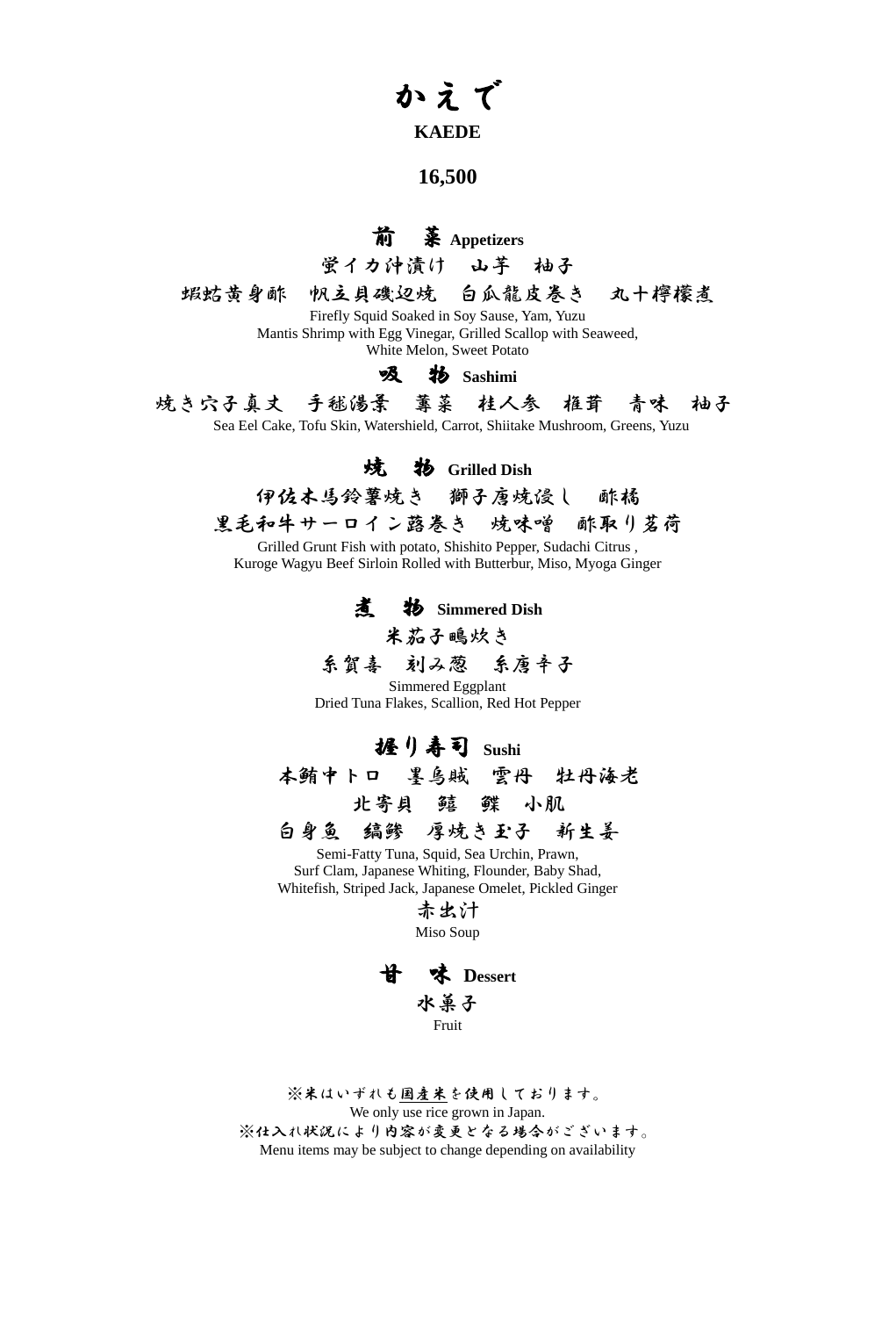# かえで

**KADE**

**16,500**

## 前　菜 Appetizers

蛍イカ沖漬け　山芋　柚子

蝦蛄黄身酢　帆立貝磯辺焼　白瓜龍皮巻き　丸十檸檬煮

Firefly Squid Soaked in Soy Sause, Yam, Yuzu
Mantis Shrimp with Egg Vinegar, Grilled Scallop with Seaweed,
White Melon, Sweet Potato

## 吸　物 Sashimi

焼き穴子真丈　手毬湯葉　蓴菜　桂人参　椎茸　青味　柚子

Sea Eel Cake, Tofu Skin, Watershield, Carrot, Shiitake Mushroom, Greens, Yuzu

## 焼　物 Grilled Dish

伊佐木馬鈴薯焼き　獅子唐焼浸し　酢橘

黒毛和牛サーロイン蕗巻き　焼味噌　酢取り茗荷

Grilled Grunt Fish with potato, Shishito Pepper, Sudachi Citrus ,
Kuroge Wagyu Beef Sirloin Rolled with Butterbur, Miso, Myoga Ginger

## 煮　物 Simmered Dish

米茄子鴫炊き

糸賀喜　刻み葱　糸唐辛子

Simmered Eggplant
Dried Tuna Flakes, Scallion, Red Hot Pepper

## 握り寿司 Sushi

本鮪中トロ　墨烏賊　雲丹　牡丹海老

北寄貝　鱚　鰈　小肌

白身魚　縞鯵　厚焼き玉子　新生姜

Semi-Fatty Tuna, Squid, Sea Urchin, Prawn,
Surf Clam, Japanese Whiting, Flounder, Baby Shad,
Whitefish, Striped Jack, Japanese Omelet, Pickled Ginger

赤出汁

Miso Soup

## 甘　味 Dessert

水菓子

Fruit

※米はいずれも国産米を使用しております。
We only use rice grown in Japan.
※仕入れ状況により内容が変更となる場合がございます。
Menu items may be subject to change depending on availability